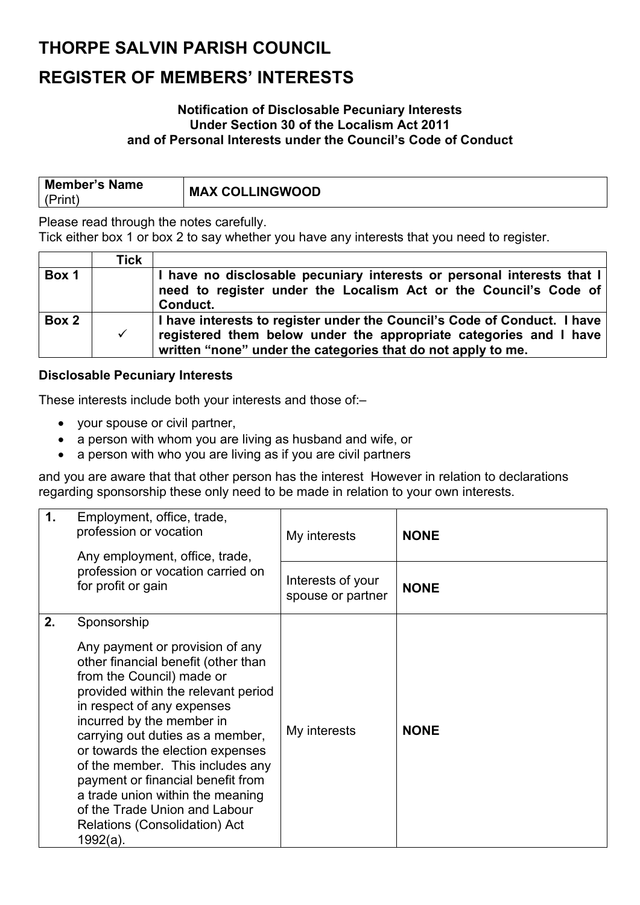# THORPE SALVIN PARISH COUNCIL

# REGISTER OF MEMBERS' INTERESTS

**Notification of Disclosable Pecuniary Interests**
**Under Section 30 of the Localism Act 2011**
**and of Personal Interests under the Council's Code of Conduct**

| **Member's Name** (Print) | **MAX COLLINGWOOD** |
|---|---|

Please read through the notes carefully.
Tick either box 1 or box 2 to say whether you have any interests that you need to register.

| | **Tick** | |
|---|---|---|
| **Box 1** | | **I have no disclosable pecuniary interests or personal interests that I need to register under the Localism Act or the Council's Code of Conduct.** |
| **Box 2** | ✓ | **I have interests to register under the Council's Code of Conduct. I have registered them below under the appropriate categories and I have written "none" under the categories that do not apply to me.** |

**Disclosable Pecuniary Interests**

These interests include both your interests and those of:–

- your spouse or civil partner,
- a person with whom you are living as husband and wife, or
- a person with who you are living as if you are civil partners

and you are aware that that other person has the interest However in relation to declarations regarding sponsorship these only need to be made in relation to your own interests.

| | | | |
|---|---|---|---|
| **1.** | Employment, office, trade, profession or vocation<br><br>Any employment, office, trade, profession or vocation carried on for profit or gain | My interests | **NONE** |
| | | Interests of your spouse or partner | **NONE** |
| **2.** | Sponsorship<br><br>Any payment or provision of any other financial benefit (other than from the Council) made or provided within the relevant period in respect of any expenses incurred by the member in carrying out duties as a member, or towards the election expenses of the member. This includes any payment or financial benefit from a trade union within the meaning of the Trade Union and Labour Relations (Consolidation) Act 1992(a). | My interests | **NONE** |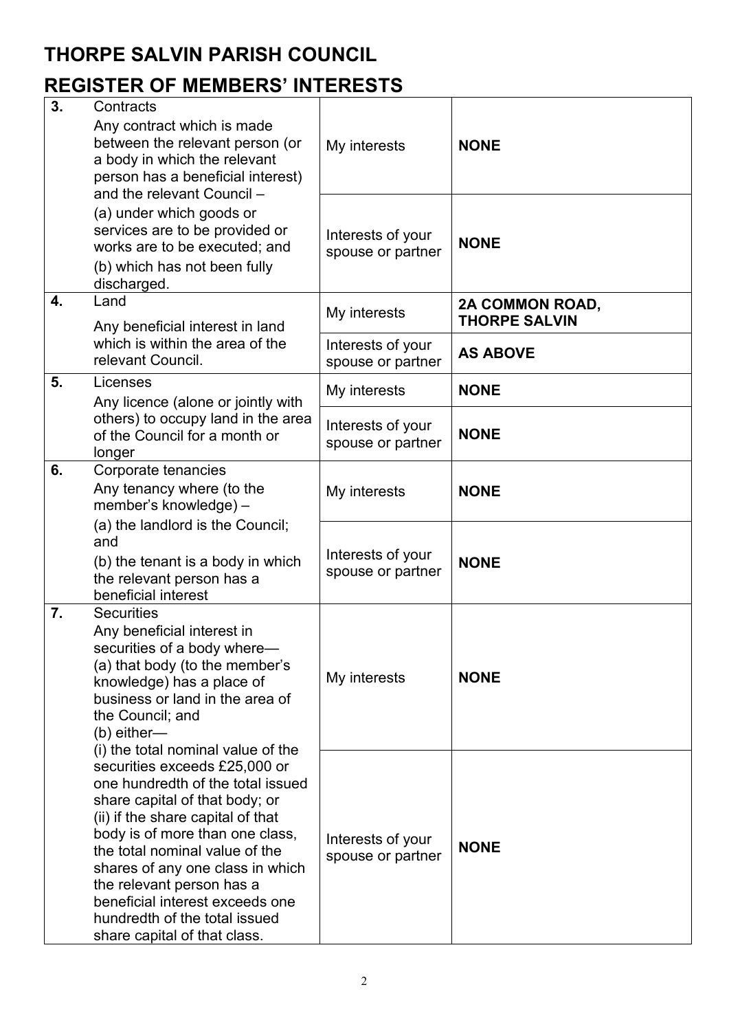# THORPE SALVIN PARISH COUNCIL

# REGISTER OF MEMBERS' INTERESTS

| | | | |
|---|---|---|---|
| **3.** | Contracts<br>Any contract which is made between the relevant person (or a body in which the relevant person has a beneficial interest) and the relevant Council –<br>(a) under which goods or services are to be provided or works are to be executed; and<br>(b) which has not been fully discharged. | My interests | **NONE** |
| | | Interests of your spouse or partner | **NONE** |
| **4.** | Land<br>Any beneficial interest in land which is within the area of the relevant Council. | My interests | **2A COMMON ROAD, THORPE SALVIN** |
| | | Interests of your spouse or partner | **AS ABOVE** |
| **5.** | Licenses<br>Any licence (alone or jointly with others) to occupy land in the area of the Council for a month or longer | My interests | **NONE** |
| | | Interests of your spouse or partner | **NONE** |
| **6.** | Corporate tenancies<br>Any tenancy where (to the member's knowledge) –<br>(a) the landlord is the Council; and<br>(b) the tenant is a body in which the relevant person has a beneficial interest | My interests | **NONE** |
| | | Interests of your spouse or partner | **NONE** |
| **7.** | Securities<br>Any beneficial interest in securities of a body where—<br>(a) that body (to the member's knowledge) has a place of business or land in the area of the Council; and<br>(b) either—<br>(i) the total nominal value of the securities exceeds £25,000 or one hundredth of the total issued share capital of that body; or<br>(ii) if the share capital of that body is of more than one class, the total nominal value of the shares of any one class in which the relevant person has a beneficial interest exceeds one hundredth of the total issued share capital of that class. | My interests | **NONE** |
| | | Interests of your spouse or partner | **NONE** |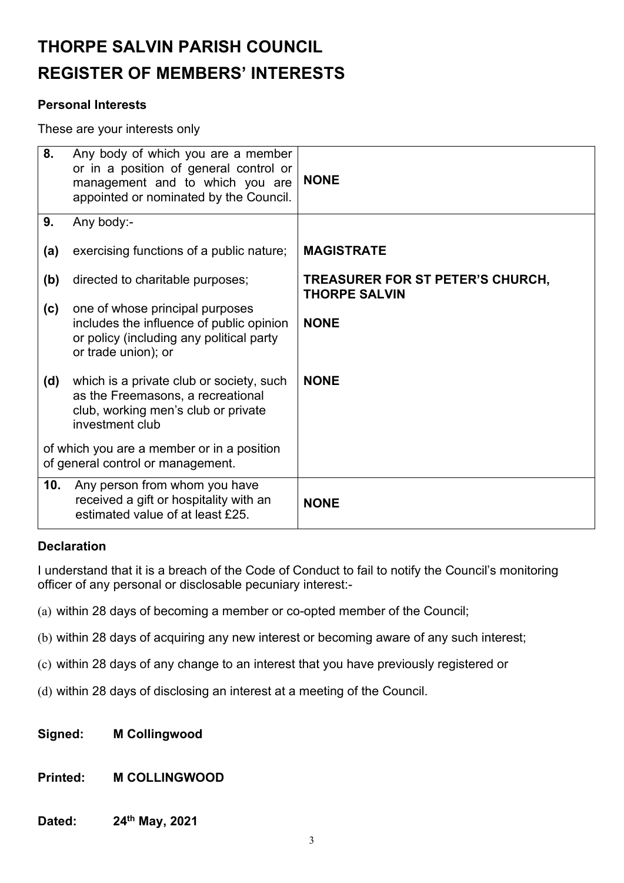# THORPE SALVIN PARISH COUNCIL

# REGISTER OF MEMBERS' INTERESTS

**Personal Interests**

These are your interests only

| | | |
|---|---|---|
| **8.** | Any body of which you are a member or in a position of general control or management and to which you are appointed or nominated by the Council. | **NONE** |
| **9.** | Any body:- | |
| **(a)** | exercising functions of a public nature; | **MAGISTRATE** |
| **(b)** | directed to charitable purposes; | **TREASURER FOR ST PETER'S CHURCH, THORPE SALVIN** |
| **(c)** | one of whose principal purposes includes the influence of public opinion or policy (including any political party or trade union); or | **NONE** |
| **(d)** | which is a private club or society, such as the Freemasons, a recreational club, working men's club or private investment club | **NONE** |
| | of which you are a member or in a position of general control or management. | |
| **10.** | Any person from whom you have received a gift or hospitality with an estimated value of at least £25. | **NONE** |

**Declaration**

I understand that it is a breach of the Code of Conduct to fail to notify the Council's monitoring officer of any personal or disclosable pecuniary interest:-

(a) within 28 days of becoming a member or co-opted member of the Council;

(b) within 28 days of acquiring any new interest or becoming aware of any such interest;

(c) within 28 days of any change to an interest that you have previously registered or

(d) within 28 days of disclosing an interest at a meeting of the Council.

**Signed:** **M Collingwood**

**Printed:** **M COLLINGWOOD**

**Dated:** **24th May, 2021**